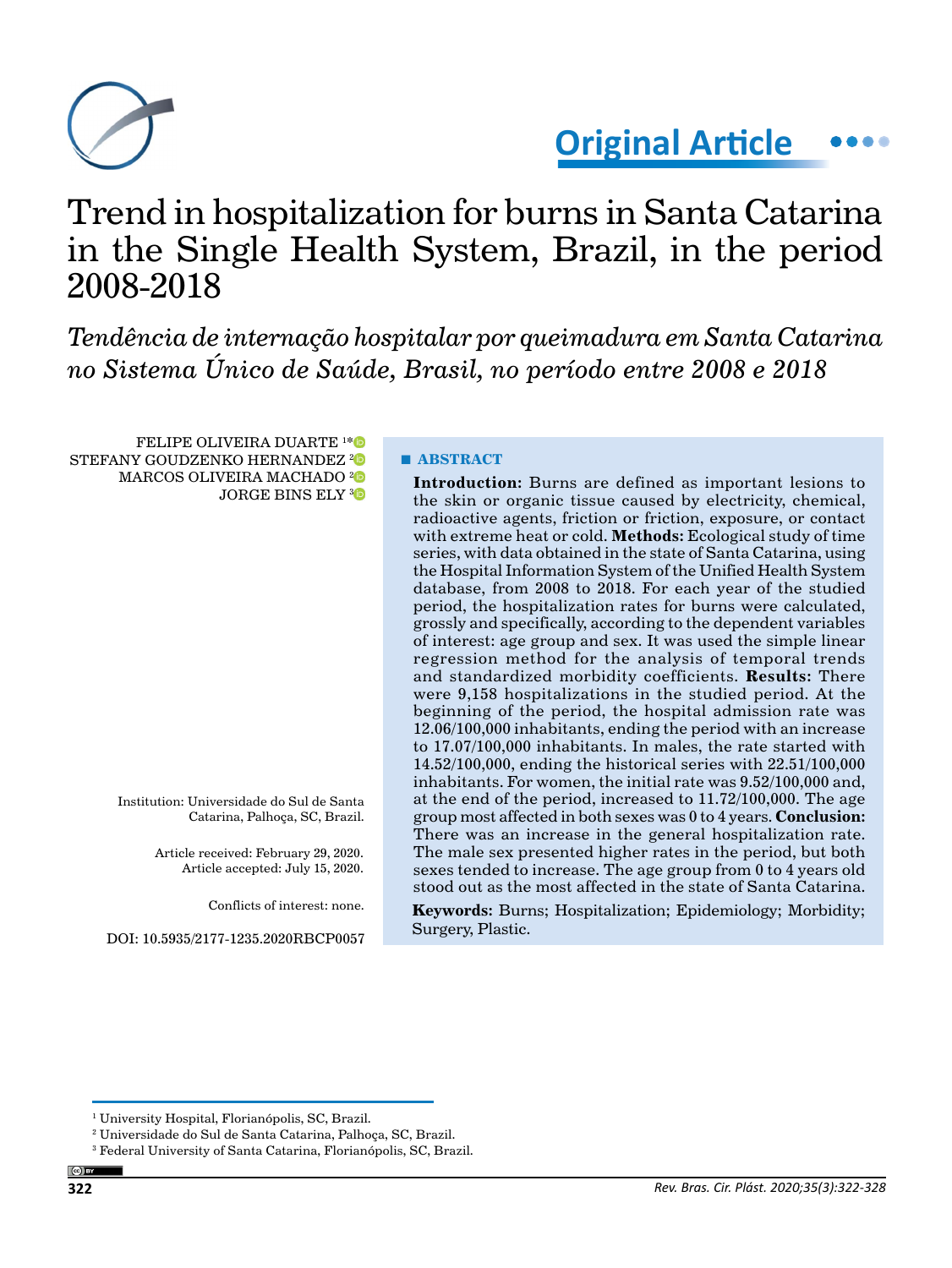Original Article

# Trend in hospitalization for burns in Santa Catarina in the Single Health System, Brazil, in the period 2008-2018

*Tendência de internação hospitalar por queimadura em Santa Catarina no Sistema Único de Saúde, Brasil, no período entre 2008 e 2018*

FELIPE OLIVEIRA DUARTE [1]*
STEFANY GOUDZENKO HERNANDEZ [2]
MARCOS OLIVEIRA MACHADO [2]
JORGE BINS ELY [3]

Institution: Universidade do Sul de Santa Catarina, Palhoça, SC, Brazil.

Article received: February 29, 2020.
Article accepted: July 15, 2020.

Conflicts of interest: none.

DOI: 10.5935/2177-1235.2020RBCP0057

## ABSTRACT

**Introduction:** Burns are defined as important lesions to the skin or organic tissue caused by electricity, chemical, radioactive agents, friction or friction, exposure, or contact with extreme heat or cold. **Methods:** Ecological study of time series, with data obtained in the state of Santa Catarina, using the Hospital Information System of the Unified Health System database, from 2008 to 2018. For each year of the studied period, the hospitalization rates for burns were calculated, grossly and specifically, according to the dependent variables of interest: age group and sex. It was used the simple linear regression method for the analysis of temporal trends and standardized morbidity coefficients. **Results:** There were 9,158 hospitalizations in the studied period. At the beginning of the period, the hospital admission rate was 12.06/100,000 inhabitants, ending the period with an increase to 17.07/100,000 inhabitants. In males, the rate started with 14.52/100,000, ending the historical series with 22.51/100,000 inhabitants. For women, the initial rate was 9.52/100,000 and, at the end of the period, increased to 11.72/100,000. The age group most affected in both sexes was 0 to 4 years. **Conclusion:** There was an increase in the general hospitalization rate. The male sex presented higher rates in the period, but both sexes tended to increase. The age group from 0 to 4 years old stood out as the most affected in the state of Santa Catarina.

**Keywords:** Burns; Hospitalization; Epidemiology; Morbidity; Surgery, Plastic.

---

[1] University Hospital, Florianópolis, SC, Brazil.
[2] Universidade do Sul de Santa Catarina, Palhoça, SC, Brazil.
[3] Federal University of Santa Catarina, Florianópolis, SC, Brazil.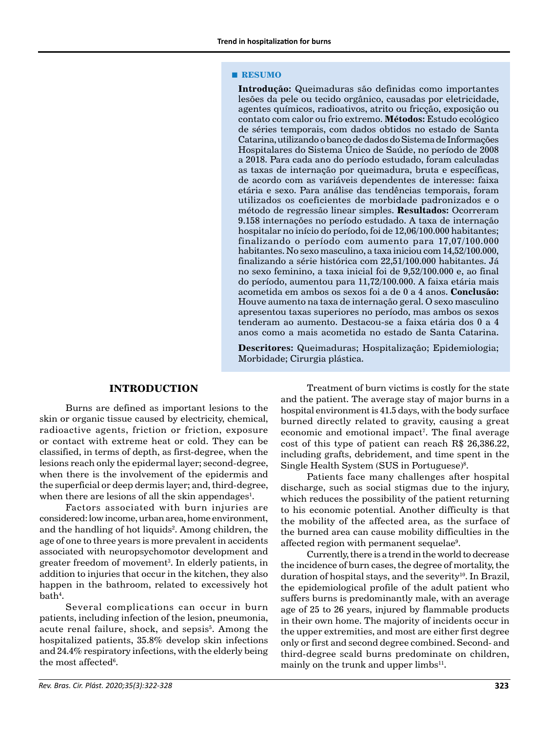## RESUMO

**Introdução:** Queimaduras são definidas como importantes lesões da pele ou tecido orgânico, causadas por eletricidade, agentes químicos, radioativos, atrito ou fricção, exposição ou contato com calor ou frio extremo. **Métodos:** Estudo ecológico de séries temporais, com dados obtidos no estado de Santa Catarina, utilizando o banco de dados do Sistema de Informações Hospitalares do Sistema Único de Saúde, no período de 2008 a 2018. Para cada ano do período estudado, foram calculadas as taxas de internação por queimadura, bruta e específicas, de acordo com as variáveis dependentes de interesse: faixa etária e sexo. Para análise das tendências temporais, foram utilizados os coeficientes de morbidade padronizados e o método de regressão linear simples. **Resultados:** Ocorreram 9.158 internações no período estudado. A taxa de internação hospitalar no início do período, foi de 12,06/100.000 habitantes; finalizando o período com aumento para 17,07/100.000 habitantes. No sexo masculino, a taxa iniciou com 14,52/100.000, finalizando a série histórica com 22,51/100.000 habitantes. Já no sexo feminino, a taxa inicial foi de 9,52/100.000 e, ao final do período, aumentou para 11,72/100.000. A faixa etária mais acometida em ambos os sexos foi a de 0 a 4 anos. **Conclusão:** Houve aumento na taxa de internação geral. O sexo masculino apresentou taxas superiores no período, mas ambos os sexos tenderam ao aumento. Destacou-se a faixa etária dos 0 a 4 anos como a mais acometida no estado de Santa Catarina.

**Descritores:** Queimaduras; Hospitalização; Epidemiologia; Morbidade; Cirurgia plástica.

## INTRODUCTION

Burns are defined as important lesions to the skin or organic tissue caused by electricity, chemical, radioactive agents, friction or friction, exposure or contact with extreme heat or cold. They can be classified, in terms of depth, as first-degree, when the lesions reach only the epidermal layer; second-degree, when there is the involvement of the epidermis and the superficial or deep dermis layer; and, third-degree, when there are lesions of all the skin appendages[1].

Factors associated with burn injuries are considered: low income, urban area, home environment, and the handling of hot liquids[2]. Among children, the age of one to three years is more prevalent in accidents associated with neuropsychomotor development and greater freedom of movement[3]. In elderly patients, in addition to injuries that occur in the kitchen, they also happen in the bathroom, related to excessively hot bath[4].

Several complications can occur in burn patients, including infection of the lesion, pneumonia, acute renal failure, shock, and sepsis[5]. Among the hospitalized patients, 35.8% develop skin infections and 24.4% respiratory infections, with the elderly being the most affected[6].

Treatment of burn victims is costly for the state and the patient. The average stay of major burns in a hospital environment is 41.5 days, with the body surface burned directly related to gravity, causing a great economic and emotional impact[7]. The final average cost of this type of patient can reach R$ 26,386.22, including grafts, debridement, and time spent in the Single Health System (SUS in Portuguese)[8].

Patients face many challenges after hospital discharge, such as social stigmas due to the injury, which reduces the possibility of the patient returning to his economic potential. Another difficulty is that the mobility of the affected area, as the surface of the burned area can cause mobility difficulties in the affected region with permanent sequelae[9].

Currently, there is a trend in the world to decrease the incidence of burn cases, the degree of mortality, the duration of hospital stays, and the severity[10]. In Brazil, the epidemiological profile of the adult patient who suffers burns is predominantly male, with an average age of 25 to 26 years, injured by flammable products in their own home. The majority of incidents occur in the upper extremities, and most are either first degree only or first and second degree combined. Second- and third-degree scald burns predominate on children, mainly on the trunk and upper limbs[11].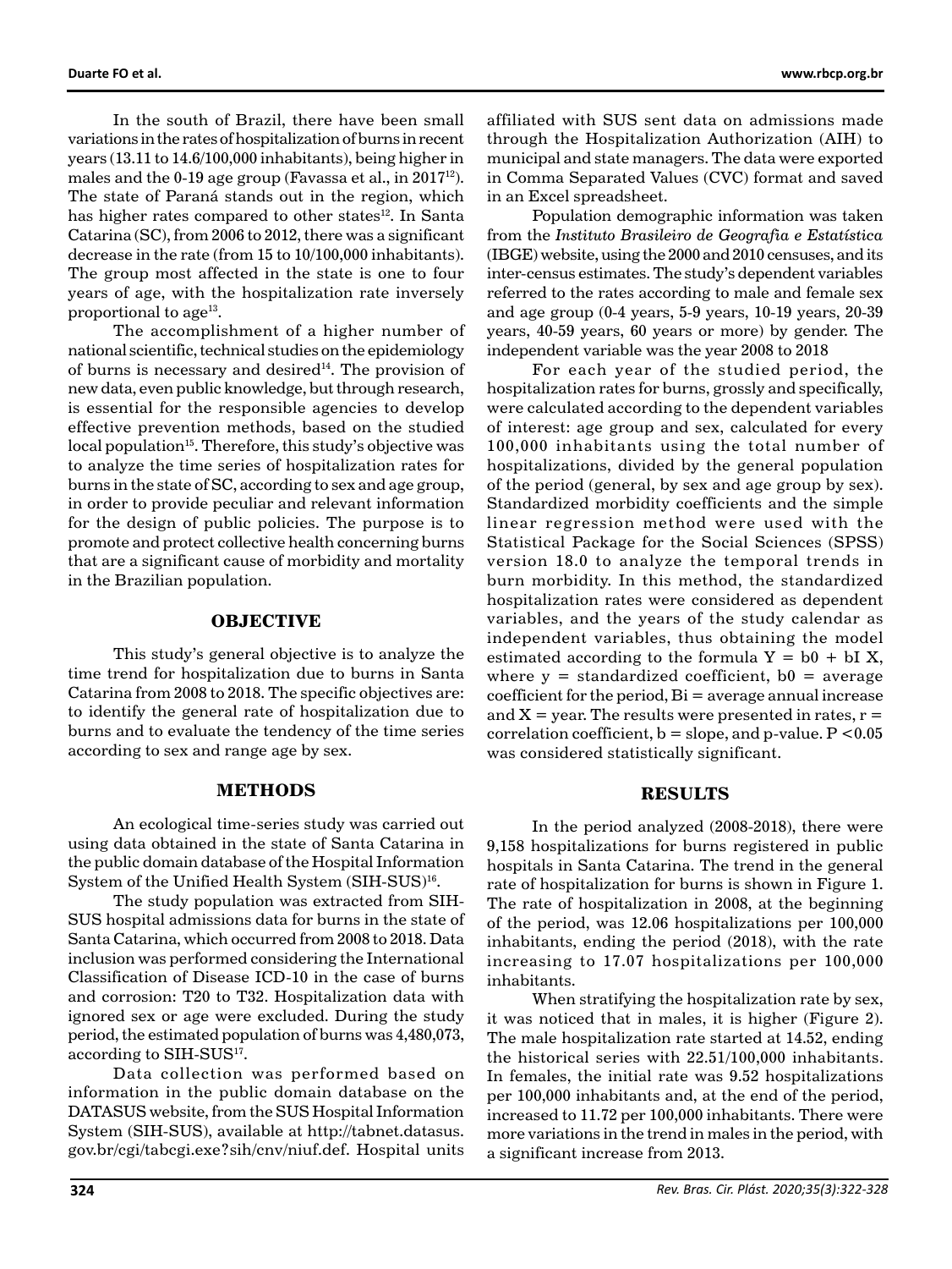In the south of Brazil, there have been small variations in the rates of hospitalization of burns in recent years (13.11 to 14.6/100,000 inhabitants), being higher in males and the 0-19 age group (Favassa et al., in 2017[12]). The state of Paraná stands out in the region, which has higher rates compared to other states[12]. In Santa Catarina (SC), from 2006 to 2012, there was a significant decrease in the rate (from 15 to 10/100,000 inhabitants). The group most affected in the state is one to four years of age, with the hospitalization rate inversely proportional to age[13].

The accomplishment of a higher number of national scientific, technical studies on the epidemiology of burns is necessary and desired[14]. The provision of new data, even public knowledge, but through research, is essential for the responsible agencies to develop effective prevention methods, based on the studied local population[15]. Therefore, this study's objective was to analyze the time series of hospitalization rates for burns in the state of SC, according to sex and age group, in order to provide peculiar and relevant information for the design of public policies. The purpose is to promote and protect collective health concerning burns that are a significant cause of morbidity and mortality in the Brazilian population.

## OBJECTIVE

This study's general objective is to analyze the time trend for hospitalization due to burns in Santa Catarina from 2008 to 2018. The specific objectives are: to identify the general rate of hospitalization due to burns and to evaluate the tendency of the time series according to sex and range age by sex.

## METHODS

An ecological time-series study was carried out using data obtained in the state of Santa Catarina in the public domain database of the Hospital Information System of the Unified Health System (SIH-SUS)[16].

The study population was extracted from SIH-SUS hospital admissions data for burns in the state of Santa Catarina, which occurred from 2008 to 2018. Data inclusion was performed considering the International Classification of Disease ICD-10 in the case of burns and corrosion: T20 to T32. Hospitalization data with ignored sex or age were excluded. During the study period, the estimated population of burns was 4,480,073, according to SIH-SUS[17].

Data collection was performed based on information in the public domain database on the DATASUS website, from the SUS Hospital Information System (SIH-SUS), available at http://tabnet.datasus.gov.br/cgi/tabcgi.exe?sih/cnv/niuf.def. Hospital units affiliated with SUS sent data on admissions made through the Hospitalization Authorization (AIH) to municipal and state managers. The data were exported in Comma Separated Values (CVC) format and saved in an Excel spreadsheet.

Population demographic information was taken from the *Instituto Brasileiro de Geografia e Estatística* (IBGE) website, using the 2000 and 2010 censuses, and its inter-census estimates. The study's dependent variables referred to the rates according to male and female sex and age group (0-4 years, 5-9 years, 10-19 years, 20-39 years, 40-59 years, 60 years or more) by gender. The independent variable was the year 2008 to 2018

For each year of the studied period, the hospitalization rates for burns, grossly and specifically, were calculated according to the dependent variables of interest: age group and sex, calculated for every 100,000 inhabitants using the total number of hospitalizations, divided by the general population of the period (general, by sex and age group by sex). Standardized morbidity coefficients and the simple linear regression method were used with the Statistical Package for the Social Sciences (SPSS) version 18.0 to analyze the temporal trends in burn morbidity. In this method, the standardized hospitalization rates were considered as dependent variables, and the years of the study calendar as independent variables, thus obtaining the model estimated according to the formula $Y = b0 + bI X$, where y = standardized coefficient, b0 = average coefficient for the period, Bi = average annual increase and X = year. The results were presented in rates, r = correlation coefficient, b = slope, and p-value. $P < 0.05$ was considered statistically significant.

## RESULTS

In the period analyzed (2008-2018), there were 9,158 hospitalizations for burns registered in public hospitals in Santa Catarina. The trend in the general rate of hospitalization for burns is shown in Figure 1. The rate of hospitalization in 2008, at the beginning of the period, was 12.06 hospitalizations per 100,000 inhabitants, ending the period (2018), with the rate increasing to 17.07 hospitalizations per 100,000 inhabitants.

When stratifying the hospitalization rate by sex, it was noticed that in males, it is higher (Figure 2). The male hospitalization rate started at 14.52, ending the historical series with 22.51/100,000 inhabitants. In females, the initial rate was 9.52 hospitalizations per 100,000 inhabitants and, at the end of the period, increased to 11.72 per 100,000 inhabitants. There were more variations in the trend in males in the period, with a significant increase from 2013.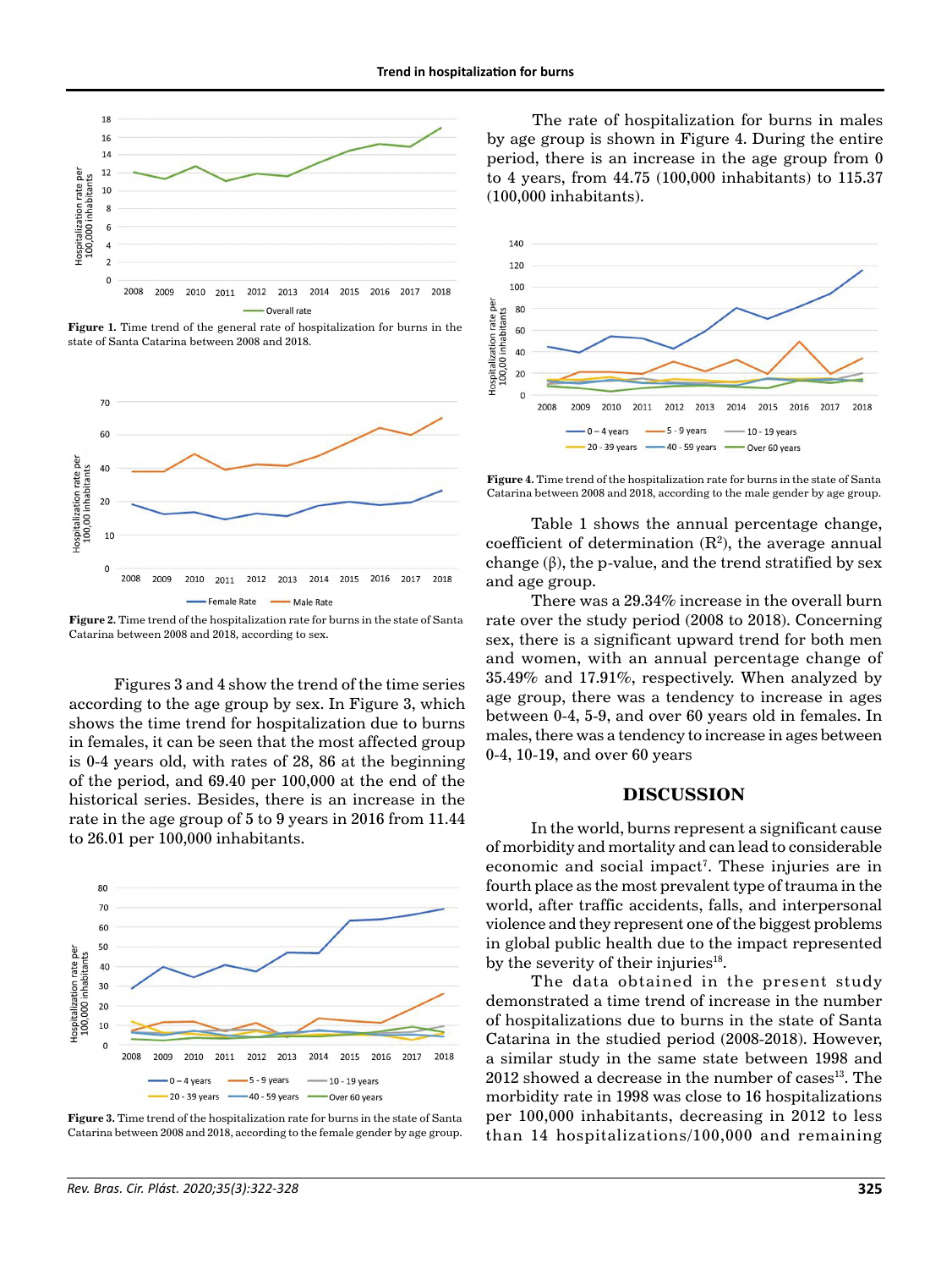18
16
14
12
10
8
6
4
2
0
Hospitalization rate per 100,000 inhabitants
2008 2009 2010 2011 2012 2013 2014 2015 2016 2017 2018
Overall rate

**Figure 1.** Time trend of the general rate of hospitalization for burns in the state of Santa Catarina between 2008 and 2018.

70
60
40
20
10
0
Hospitalization rate per 100,00 inhabitants
2008 2009 2010 2011 2012 2013 2014 2015 2016 2017 2018
Female Rate
Male Rate

**Figure 2.** Time trend of the hospitalization rate for burns in the state of Santa Catarina between 2008 and 2018, according to sex.

Figures 3 and 4 show the trend of the time series according to the age group by sex. In Figure 3, which shows the time trend for hospitalization due to burns in females, it can be seen that the most affected group is 0-4 years old, with rates of 28, 86 at the beginning of the period, and 69.40 per 100,000 at the end of the historical series. Besides, there is an increase in the rate in the age group of 5 to 9 years in 2016 from 11.44 to 26.01 per 100,000 inhabitants.

80
70
60
50
40
30
20
10
0
Hospitalization rate per 100,000 inhabitants
2008 2009 2010 2011 2012 2013 2014 2015 2016 2017 2018
0 – 4 years
5 - 9 years
10 - 19 years
20 - 39 years
40 - 59 years
Over 60 years

**Figure 3.** Time trend of the hospitalization rate for burns in the state of Santa Catarina between 2008 and 2018, according to the female gender by age group.

The rate of hospitalization for burns in males by age group is shown in Figure 4. During the entire period, there is an increase in the age group from 0 to 4 years, from 44.75 (100,000 inhabitants) to 115.37 (100,000 inhabitants).

140
120
100
80
60
40
20
0
Hospitalization rate per 100,00 inhabitants
2008 2009 2010 2011 2012 2013 2014 2015 2016 2017 2018
0 – 4 years
5 - 9 years
10 - 19 years
20 - 39 years
40 - 59 years
Over 60 years

**Figure 4.** Time trend of the hospitalization rate for burns in the state of Santa Catarina between 2008 and 2018, according to the male gender by age group.

Table 1 shows the annual percentage change, coefficient of determination ($R^2$), the average annual change (β), the p-value, and the trend stratified by sex and age group.

There was a 29.34% increase in the overall burn rate over the study period (2008 to 2018). Concerning sex, there is a significant upward trend for both men and women, with an annual percentage change of 35.49% and 17.91%, respectively. When analyzed by age group, there was a tendency to increase in ages between 0-4, 5-9, and over 60 years old in females. In males, there was a tendency to increase in ages between 0-4, 10-19, and over 60 years

## DISCUSSION

In the world, burns represent a significant cause of morbidity and mortality and can lead to considerable economic and social impact[7]. These injuries are in fourth place as the most prevalent type of trauma in the world, after traffic accidents, falls, and interpersonal violence and they represent one of the biggest problems in global public health due to the impact represented by the severity of their injuries[18].

The data obtained in the present study demonstrated a time trend of increase in the number of hospitalizations due to burns in the state of Santa Catarina in the studied period (2008-2018). However, a similar study in the same state between 1998 and 2012 showed a decrease in the number of cases[13]. The morbidity rate in 1998 was close to 16 hospitalizations per 100,000 inhabitants, decreasing in 2012 to less than 14 hospitalizations/100,000 and remaining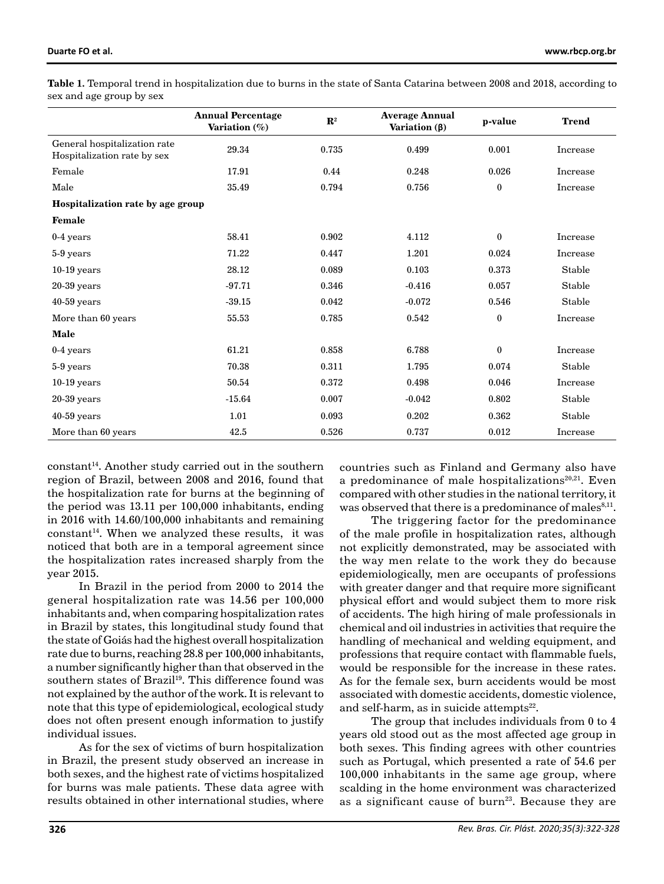**Table 1.** Temporal trend in hospitalization due to burns in the state of Santa Catarina between 2008 and 2018, according to sex and age group by sex

| | Annual Percentage Variation (%) | $R^2$ | Average Annual Variation (β) | p-value | Trend |
|---|---|---|---|---|---|
| General hospitalization rate | 29.34 | 0.735 | 0.499 | 0.001 | Increase |
| Hospitalization rate by sex | | | | | |
| Female | 17.91 | 0.44 | 0.248 | 0.026 | Increase |
| Male | 35.49 | 0.794 | 0.756 | 0 | Increase |
| **Hospitalization rate by age group** | | | | | |
| **Female** | | | | | |
| 0-4 years | 58.41 | 0.902 | 4.112 | 0 | Increase |
| 5-9 years | 71.22 | 0.447 | 1.201 | 0.024 | Increase |
| 10-19 years | 28.12 | 0.089 | 0.103 | 0.373 | Stable |
| 20-39 years | -97.71 | 0.346 | -0.416 | 0.057 | Stable |
| 40-59 years | -39.15 | 0.042 | -0.072 | 0.546 | Stable |
| More than 60 years | 55.53 | 0.785 | 0.542 | 0 | Increase |
| **Male** | | | | | |
| 0-4 years | 61.21 | 0.858 | 6.788 | 0 | Increase |
| 5-9 years | 70.38 | 0.311 | 1.795 | 0.074 | Stable |
| 10-19 years | 50.54 | 0.372 | 0.498 | 0.046 | Increase |
| 20-39 years | -15.64 | 0.007 | -0.042 | 0.802 | Stable |
| 40-59 years | 1.01 | 0.093 | 0.202 | 0.362 | Stable |
| More than 60 years | 42.5 | 0.526 | 0.737 | 0.012 | Increase |

constant[14]. Another study carried out in the southern region of Brazil, between 2008 and 2016, found that the hospitalization rate for burns at the beginning of the period was 13.11 per 100,000 inhabitants, ending in 2016 with 14.60/100,000 inhabitants and remaining constant[14]. When we analyzed these results, it was noticed that both are in a temporal agreement since the hospitalization rates increased sharply from the year 2015.

In Brazil in the period from 2000 to 2014 the general hospitalization rate was 14.56 per 100,000 inhabitants and, when comparing hospitalization rates in Brazil by states, this longitudinal study found that the state of Goiás had the highest overall hospitalization rate due to burns, reaching 28.8 per 100,000 inhabitants, a number significantly higher than that observed in the southern states of Brazil[19]. This difference found was not explained by the author of the work. It is relevant to note that this type of epidemiological, ecological study does not often present enough information to justify individual issues.

As for the sex of victims of burn hospitalization in Brazil, the present study observed an increase in both sexes, and the highest rate of victims hospitalized for burns was male patients. These data agree with results obtained in other international studies, where countries such as Finland and Germany also have a predominance of male hospitalizations[20,21]. Even compared with other studies in the national territory, it was observed that there is a predominance of males[8,11].

The triggering factor for the predominance of the male profile in hospitalization rates, although not explicitly demonstrated, may be associated with the way men relate to the work they do because epidemiologically, men are occupants of professions with greater danger and that require more significant physical effort and would subject them to more risk of accidents. The high hiring of male professionals in chemical and oil industries in activities that require the handling of mechanical and welding equipment, and professions that require contact with flammable fuels, would be responsible for the increase in these rates. As for the female sex, burn accidents would be most associated with domestic accidents, domestic violence, and self-harm, as in suicide attempts[22].

The group that includes individuals from 0 to 4 years old stood out as the most affected age group in both sexes. This finding agrees with other countries such as Portugal, which presented a rate of 54.6 per 100,000 inhabitants in the same age group, where scalding in the home environment was characterized as a significant cause of burn[23]. Because they are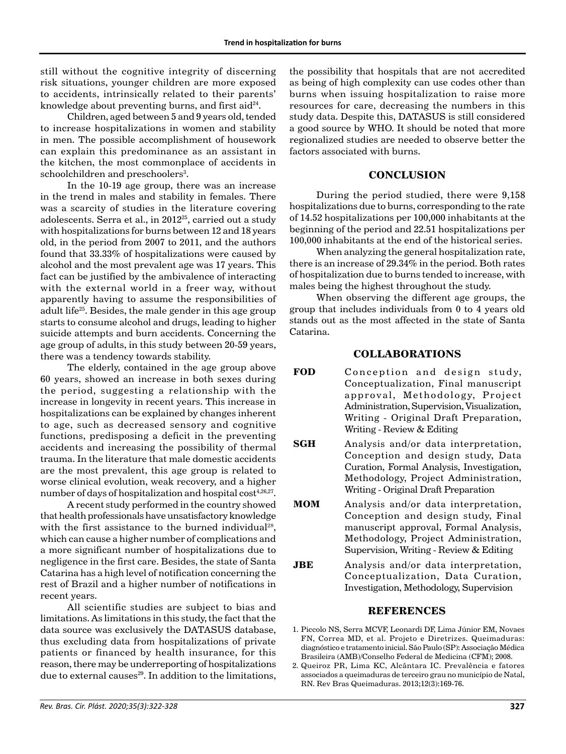still without the cognitive integrity of discerning risk situations, younger children are more exposed to accidents, intrinsically related to their parents' knowledge about preventing burns, and first aid[24].

Children, aged between 5 and 9 years old, tended to increase hospitalizations in women and stability in men. The possible accomplishment of housework can explain this predominance as an assistant in the kitchen, the most commonplace of accidents in schoolchildren and preschoolers[3].

In the 10-19 age group, there was an increase in the trend in males and stability in females. There was a scarcity of studies in the literature covering adolescents. Serra et al., in 2012[25], carried out a study with hospitalizations for burns between 12 and 18 years old, in the period from 2007 to 2011, and the authors found that 33.33% of hospitalizations were caused by alcohol and the most prevalent age was 17 years. This fact can be justified by the ambivalence of interacting with the external world in a freer way, without apparently having to assume the responsibilities of adult life[25]. Besides, the male gender in this age group starts to consume alcohol and drugs, leading to higher suicide attempts and burn accidents. Concerning the age group of adults, in this study between 20-59 years, there was a tendency towards stability.

The elderly, contained in the age group above 60 years, showed an increase in both sexes during the period, suggesting a relationship with the increase in longevity in recent years. This increase in hospitalizations can be explained by changes inherent to age, such as decreased sensory and cognitive functions, predisposing a deficit in the preventing accidents and increasing the possibility of thermal trauma. In the literature that male domestic accidents are the most prevalent, this age group is related to worse clinical evolution, weak recovery, and a higher number of days of hospitalization and hospital cost[4,26,27].

A recent study performed in the country showed that health professionals have unsatisfactory knowledge with the first assistance to the burned individual[28], which can cause a higher number of complications and a more significant number of hospitalizations due to negligence in the first care. Besides, the state of Santa Catarina has a high level of notification concerning the rest of Brazil and a higher number of notifications in recent years.

All scientific studies are subject to bias and limitations. As limitations in this study, the fact that the data source was exclusively the DATASUS database, thus excluding data from hospitalizations of private patients or financed by health insurance, for this reason, there may be underreporting of hospitalizations due to external causes[29]. In addition to the limitations, the possibility that hospitals that are not accredited as being of high complexity can use codes other than burns when issuing hospitalization to raise more resources for care, decreasing the numbers in this study data. Despite this, DATASUS is still considered a good source by WHO. It should be noted that more regionalized studies are needed to observe better the factors associated with burns.

## CONCLUSION

During the period studied, there were 9,158 hospitalizations due to burns, corresponding to the rate of 14.52 hospitalizations per 100,000 inhabitants at the beginning of the period and 22.51 hospitalizations per 100,000 inhabitants at the end of the historical series.

When analyzing the general hospitalization rate, there is an increase of 29.34% in the period. Both rates of hospitalization due to burns tended to increase, with males being the highest throughout the study.

When observing the different age groups, the group that includes individuals from 0 to 4 years old stands out as the most affected in the state of Santa Catarina.

## COLLABORATIONS

**FOD** Conception and design study, Conceptualization, Final manuscript approval, Methodology, Project Administration, Supervision, Visualization, Writing - Original Draft Preparation, Writing - Review & Editing

**SGH** Analysis and/or data interpretation, Conception and design study, Data Curation, Formal Analysis, Investigation, Methodology, Project Administration, Writing - Original Draft Preparation

**MOM** Analysis and/or data interpretation, Conception and design study, Final manuscript approval, Formal Analysis, Methodology, Project Administration, Supervision, Writing - Review & Editing

**JBE** Analysis and/or data interpretation, Conceptualization, Data Curation, Investigation, Methodology, Supervision

## REFERENCES

1. Piccolo NS, Serra MCVF, Leonardi DF, Lima Júnior EM, Novaes FN, Correa MD, et al. Projeto e Diretrizes. Queimaduras: diagnóstico e tratamento inicial. São Paulo (SP): Associação Médica Brasileira (AMB)/Conselho Federal de Medicina (CFM); 2008.
2. Queiroz PR, Lima KC, Alcântara IC. Prevalência e fatores associados a queimaduras de terceiro grau no município de Natal, RN. Rev Bras Queimaduras. 2013;12(3):169-76.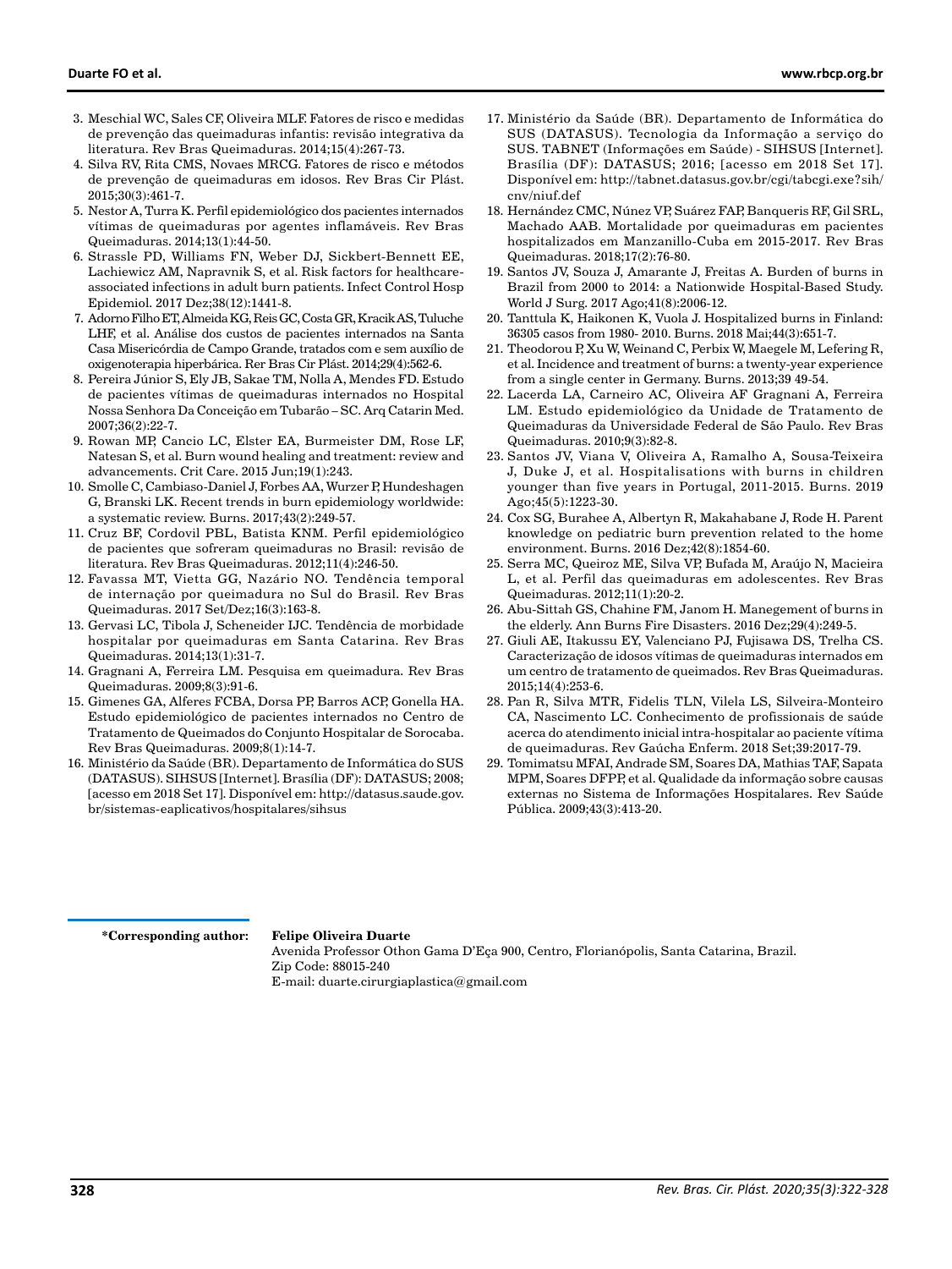3. Meschial WC, Sales CF, Oliveira MLF. Fatores de risco e medidas de prevenção das queimaduras infantis: revisão integrativa da literatura. Rev Bras Queimaduras. 2014;15(4):267-73.
4. Silva RV, Rita CMS, Novaes MRCG. Fatores de risco e métodos de prevenção de queimaduras em idosos. Rev Bras Cir Plást. 2015;30(3):461-7.
5. Nestor A, Turra K. Perfil epidemiológico dos pacientes internados vítimas de queimaduras por agentes inflamáveis. Rev Bras Queimaduras. 2014;13(1):44-50.
6. Strassle PD, Williams FN, Weber DJ, Sickbert-Bennett EE, Lachiewicz AM, Napravnik S, et al. Risk factors for healthcare-associated infections in adult burn patients. Infect Control Hosp Epidemiol. 2017 Dez;38(12):1441-8.
7. Adorno Filho ET, Almeida KG, Reis GC, Costa GR, Kracik AS, Tuluche LHF, et al. Análise dos custos de pacientes internados na Santa Casa Misericórdia de Campo Grande, tratados com e sem auxílio de oxigenoterapia hiperbárica. Rer Bras Cir Plást. 2014;29(4):562-6.
8. Pereira Júnior S, Ely JB, Sakae TM, Nolla A, Mendes FD. Estudo de pacientes vítimas de queimaduras internados no Hospital Nossa Senhora Da Conceição em Tubarão – SC. Arq Catarin Med. 2007;36(2):22-7.
9. Rowan MP, Cancio LC, Elster EA, Burmeister DM, Rose LF, Natesan S, et al. Burn wound healing and treatment: review and advancements. Crit Care. 2015 Jun;19(1):243.
10. Smolle C, Cambiaso-Daniel J, Forbes AA, Wurzer P, Hundeshagen G, Branski LK. Recent trends in burn epidemiology worldwide: a systematic review. Burns. 2017;43(2):249-57.
11. Cruz BF, Cordovil PBL, Batista KNM. Perfil epidemiológico de pacientes que sofreram queimaduras no Brasil: revisão de literatura. Rev Bras Queimaduras. 2012;11(4):246-50.
12. Favassa MT, Vietta GG, Nazário NO. Tendência temporal de internação por queimadura no Sul do Brasil. Rev Bras Queimaduras. 2017 Set/Dez;16(3):163-8.
13. Gervasi LC, Tibola J, Scheneider IJC. Tendência de morbidade hospitalar por queimaduras em Santa Catarina. Rev Bras Queimaduras. 2014;13(1):31-7.
14. Gragnani A, Ferreira LM. Pesquisa em queimadura. Rev Bras Queimaduras. 2009;8(3):91-6.
15. Gimenes GA, Alferes FCBA, Dorsa PP, Barros ACP, Gonella HA. Estudo epidemiológico de pacientes internados no Centro de Tratamento de Queimados do Conjunto Hospitalar de Sorocaba. Rev Bras Queimaduras. 2009;8(1):14-7.
16. Ministério da Saúde (BR). Departamento de Informática do SUS (DATASUS). SIHSUS [Internet]. Brasília (DF): DATASUS; 2008; [acesso em 2018 Set 17]. Disponível em: http://datasus.saude.gov.br/sistemas-eaplicativos/hospitalares/sihsus
17. Ministério da Saúde (BR). Departamento de Informática do SUS (DATASUS). Tecnologia da Informação a serviço do SUS. TABNET (Informações em Saúde) - SIHSUS [Internet]. Brasília (DF): DATASUS; 2016; [acesso em 2018 Set 17]. Disponível em: http://tabnet.datasus.gov.br/cgi/tabcgi.exe?sih/cnv/niuf.def
18. Hernández CMC, Núnez VP, Suárez FAP, Banqueris RF, Gil SRL, Machado AAB. Mortalidade por queimaduras em pacientes hospitalizados em Manzanillo-Cuba em 2015-2017. Rev Bras Queimaduras. 2018;17(2):76-80.
19. Santos JV, Souza J, Amarante J, Freitas A. Burden of burns in Brazil from 2000 to 2014: a Nationwide Hospital-Based Study. World J Surg. 2017 Ago;41(8):2006-12.
20. Tanttula K, Haikonen K, Vuola J. Hospitalized burns in Finland: 36305 casos from 1980- 2010. Burns. 2018 Mai;44(3):651-7.
21. Theodorou P, Xu W, Weinand C, Perbix W, Maegele M, Lefering R, et al. Incidence and treatment of burns: a twenty-year experience from a single center in Germany. Burns. 2013;39 49-54.
22. Lacerda LA, Carneiro AC, Oliveira AF Gragnani A, Ferreira LM. Estudo epidemiológico da Unidade de Tratamento de Queimaduras da Universidade Federal de São Paulo. Rev Bras Queimaduras. 2010;9(3):82-8.
23. Santos JV, Viana V, Oliveira A, Ramalho A, Sousa-Teixeira J, Duke J, et al. Hospitalisations with burns in children younger than five years in Portugal, 2011-2015. Burns. 2019 Ago;45(5):1223-30.
24. Cox SG, Burahee A, Albertyn R, Makahabane J, Rode H. Parent knowledge on pediatric burn prevention related to the home environment. Burns. 2016 Dez;42(8):1854-60.
25. Serra MC, Queiroz ME, Silva VP, Bufada M, Araújo N, Macieira L, et al. Perfil das queimaduras em adolescentes. Rev Bras Queimaduras. 2012;11(1):20-2.
26. Abu-Sittah GS, Chahine FM, Janom H. Manegement of burns in the elderly. Ann Burns Fire Disasters. 2016 Dez;29(4):249-5.
27. Giuli AE, Itakussu EY, Valenciano PJ, Fujisawa DS, Trelha CS. Caracterização de idosos vítimas de queimaduras internados em um centro de tratamento de queimados. Rev Bras Queimaduras. 2015;14(4):253-6.
28. Pan R, Silva MTR, Fidelis TLN, Vilela LS, Silveira-Monteiro CA, Nascimento LC. Conhecimento de profissionais de saúde acerca do atendimento inicial intra-hospitalar ao paciente vítima de queimaduras. Rev Gaúcha Enferm. 2018 Set;39:2017-79.
29. Tomimatsu MFAI, Andrade SM, Soares DA, Mathias TAF, Sapata MPM, Soares DFPP, et al. Qualidade da informação sobre causas externas no Sistema de Informações Hospitalares. Rev Saúde Pública. 2009;43(3):413-20.

**\*Corresponding author:** **Felipe Oliveira Duarte**
Avenida Professor Othon Gama D'Eça 900, Centro, Florianópolis, Santa Catarina, Brazil.
Zip Code: 88015-240
E-mail: duarte.cirurgiaplastica@gmail.com